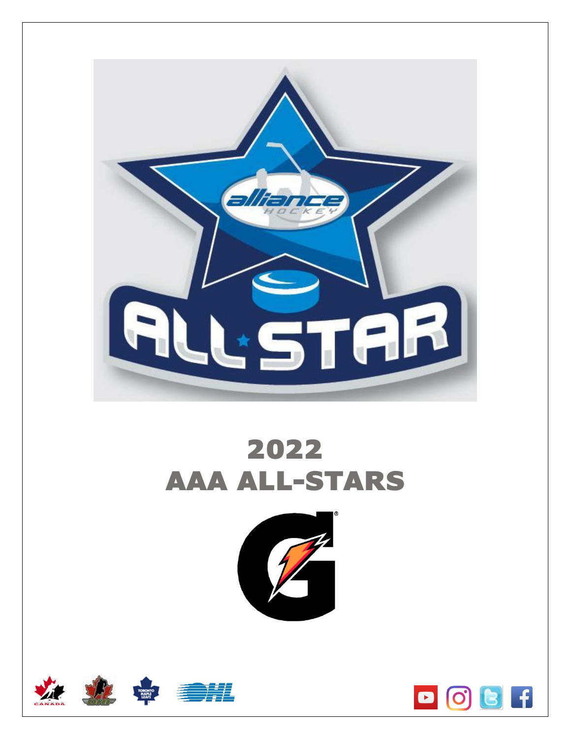# 2022
# AAA ALL-STARS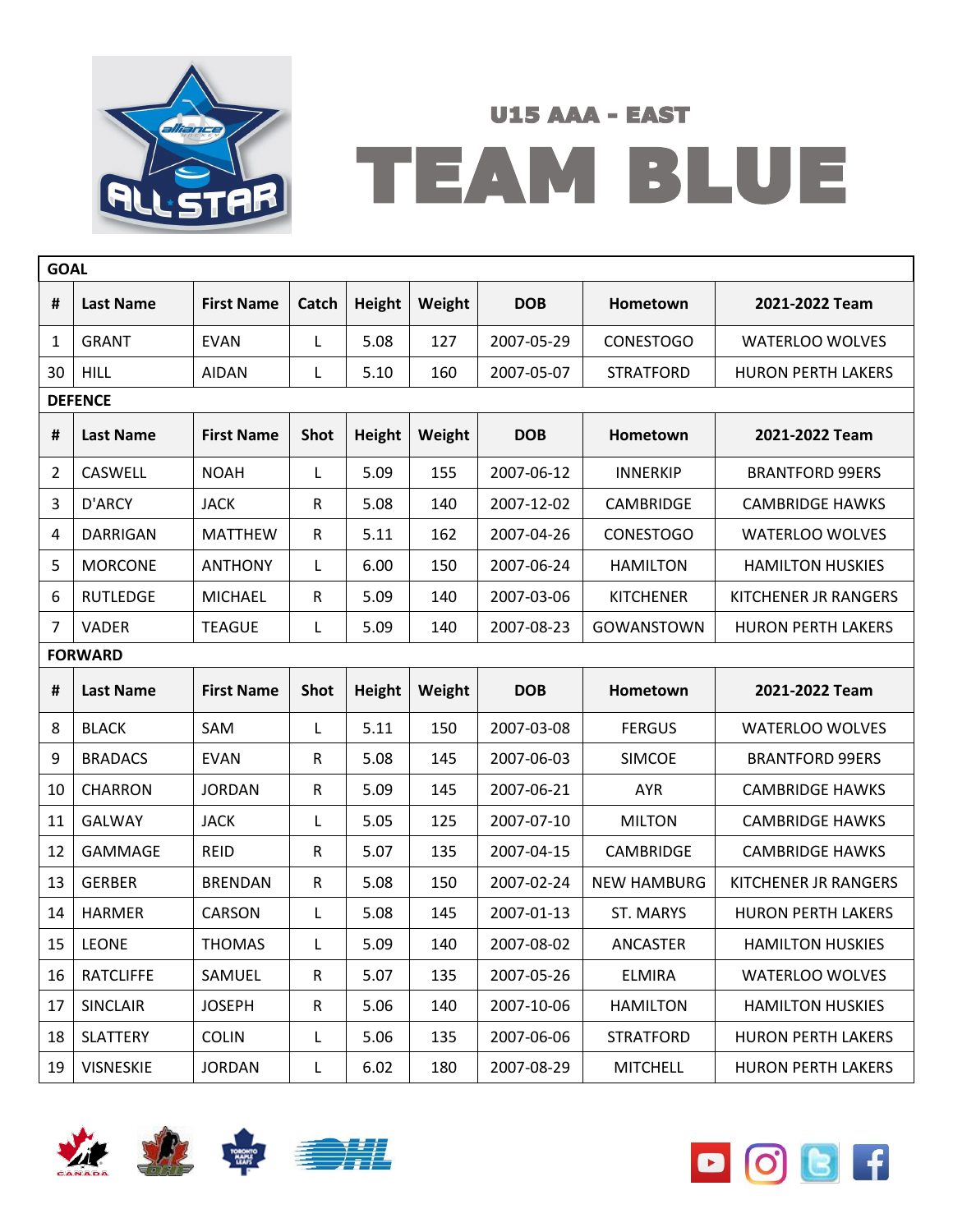## U15 AAA - EAST

# TEAM BLUE

| GOAL | | | | | | | | |
|---|---|---|---|---|---|---|---|---|
| # | Last Name | First Name | Catch | Height | Weight | DOB | Hometown | 2021-2022 Team |
| 1 | GRANT | EVAN | L | 5.08 | 127 | 2007-05-29 | CONESTOGO | WATERLOO WOLVES |
| 30 | HILL | AIDAN | L | 5.10 | 160 | 2007-05-07 | STRATFORD | HURON PERTH LAKERS |
| **DEFENCE** | | | | | | | | |
| # | Last Name | First Name | Shot | Height | Weight | DOB | Hometown | 2021-2022 Team |
| 2 | CASWELL | NOAH | L | 5.09 | 155 | 2007-06-12 | INNERKIP | BRANTFORD 99ERS |
| 3 | D'ARCY | JACK | R | 5.08 | 140 | 2007-12-02 | CAMBRIDGE | CAMBRIDGE HAWKS |
| 4 | DARRIGAN | MATTHEW | R | 5.11 | 162 | 2007-04-26 | CONESTOGO | WATERLOO WOLVES |
| 5 | MORCONE | ANTHONY | L | 6.00 | 150 | 2007-06-24 | HAMILTON | HAMILTON HUSKIES |
| 6 | RUTLEDGE | MICHAEL | R | 5.09 | 140 | 2007-03-06 | KITCHENER | KITCHENER JR RANGERS |
| 7 | VADER | TEAGUE | L | 5.09 | 140 | 2007-08-23 | GOWANSTOWN | HURON PERTH LAKERS |
| **FORWARD** | | | | | | | | |
| # | Last Name | First Name | Shot | Height | Weight | DOB | Hometown | 2021-2022 Team |
| 8 | BLACK | SAM | L | 5.11 | 150 | 2007-03-08 | FERGUS | WATERLOO WOLVES |
| 9 | BRADACS | EVAN | R | 5.08 | 145 | 2007-06-03 | SIMCOE | BRANTFORD 99ERS |
| 10 | CHARRON | JORDAN | R | 5.09 | 145 | 2007-06-21 | AYR | CAMBRIDGE HAWKS |
| 11 | GALWAY | JACK | L | 5.05 | 125 | 2007-07-10 | MILTON | CAMBRIDGE HAWKS |
| 12 | GAMMAGE | REID | R | 5.07 | 135 | 2007-04-15 | CAMBRIDGE | CAMBRIDGE HAWKS |
| 13 | GERBER | BRENDAN | R | 5.08 | 150 | 2007-02-24 | NEW HAMBURG | KITCHENER JR RANGERS |
| 14 | HARMER | CARSON | L | 5.08 | 145 | 2007-01-13 | ST. MARYS | HURON PERTH LAKERS |
| 15 | LEONE | THOMAS | L | 5.09 | 140 | 2007-08-02 | ANCASTER | HAMILTON HUSKIES |
| 16 | RATCLIFFE | SAMUEL | R | 5.07 | 135 | 2007-05-26 | ELMIRA | WATERLOO WOLVES |
| 17 | SINCLAIR | JOSEPH | R | 5.06 | 140 | 2007-10-06 | HAMILTON | HAMILTON HUSKIES |
| 18 | SLATTERY | COLIN | L | 5.06 | 135 | 2007-06-06 | STRATFORD | HURON PERTH LAKERS |
| 19 | VISNESKIE | JORDAN | L | 6.02 | 180 | 2007-08-29 | MITCHELL | HURON PERTH LAKERS |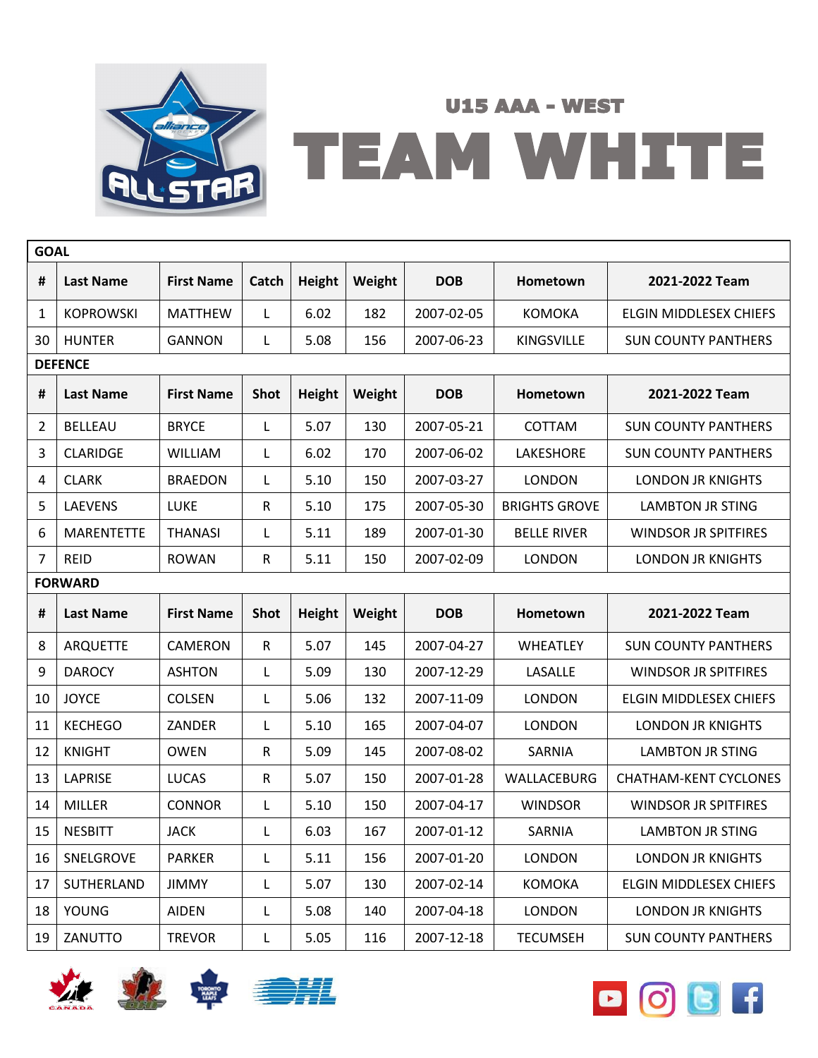## U15 AAA - WEST

# TEAM WHITE

**GOAL**

| # | Last Name | First Name | Catch | Height | Weight | DOB | Hometown | 2021-2022 Team |
|---|---|---|---|---|---|---|---|---|
| 1 | KOPROWSKI | MATTHEW | L | 6.02 | 182 | 2007-02-05 | KOMOKA | ELGIN MIDDLESEX CHIEFS |
| 30 | HUNTER | GANNON | L | 5.08 | 156 | 2007-06-23 | KINGSVILLE | SUN COUNTY PANTHERS |

**DEFENCE**

| # | Last Name | First Name | Shot | Height | Weight | DOB | Hometown | 2021-2022 Team |
|---|---|---|---|---|---|---|---|---|
| 2 | BELLEAU | BRYCE | L | 5.07 | 130 | 2007-05-21 | COTTAM | SUN COUNTY PANTHERS |
| 3 | CLARIDGE | WILLIAM | L | 6.02 | 170 | 2007-06-02 | LAKESHORE | SUN COUNTY PANTHERS |
| 4 | CLARK | BRAEDON | L | 5.10 | 150 | 2007-03-27 | LONDON | LONDON JR KNIGHTS |
| 5 | LAEVENS | LUKE | R | 5.10 | 175 | 2007-05-30 | BRIGHTS GROVE | LAMBTON JR STING |
| 6 | MARENTETTE | THANASI | L | 5.11 | 189 | 2007-01-30 | BELLE RIVER | WINDSOR JR SPITFIRES |
| 7 | REID | ROWAN | R | 5.11 | 150 | 2007-02-09 | LONDON | LONDON JR KNIGHTS |

**FORWARD**

| # | Last Name | First Name | Shot | Height | Weight | DOB | Hometown | 2021-2022 Team |
|---|---|---|---|---|---|---|---|---|
| 8 | ARQUETTE | CAMERON | R | 5.07 | 145 | 2007-04-27 | WHEATLEY | SUN COUNTY PANTHERS |
| 9 | DAROCY | ASHTON | L | 5.09 | 130 | 2007-12-29 | LASALLE | WINDSOR JR SPITFIRES |
| 10 | JOYCE | COLSEN | L | 5.06 | 132 | 2007-11-09 | LONDON | ELGIN MIDDLESEX CHIEFS |
| 11 | KECHEGO | ZANDER | L | 5.10 | 165 | 2007-04-07 | LONDON | LONDON JR KNIGHTS |
| 12 | KNIGHT | OWEN | R | 5.09 | 145 | 2007-08-02 | SARNIA | LAMBTON JR STING |
| 13 | LAPRISE | LUCAS | R | 5.07 | 150 | 2007-01-28 | WALLACEBURG | CHATHAM-KENT CYCLONES |
| 14 | MILLER | CONNOR | L | 5.10 | 150 | 2007-04-17 | WINDSOR | WINDSOR JR SPITFIRES |
| 15 | NESBITT | JACK | L | 6.03 | 167 | 2007-01-12 | SARNIA | LAMBTON JR STING |
| 16 | SNELGROVE | PARKER | L | 5.11 | 156 | 2007-01-20 | LONDON | LONDON JR KNIGHTS |
| 17 | SUTHERLAND | JIMMY | L | 5.07 | 130 | 2007-02-14 | KOMOKA | ELGIN MIDDLESEX CHIEFS |
| 18 | YOUNG | AIDEN | L | 5.08 | 140 | 2007-04-18 | LONDON | LONDON JR KNIGHTS |
| 19 | ZANUTTO | TREVOR | L | 5.05 | 116 | 2007-12-18 | TECUMSEH | SUN COUNTY PANTHERS |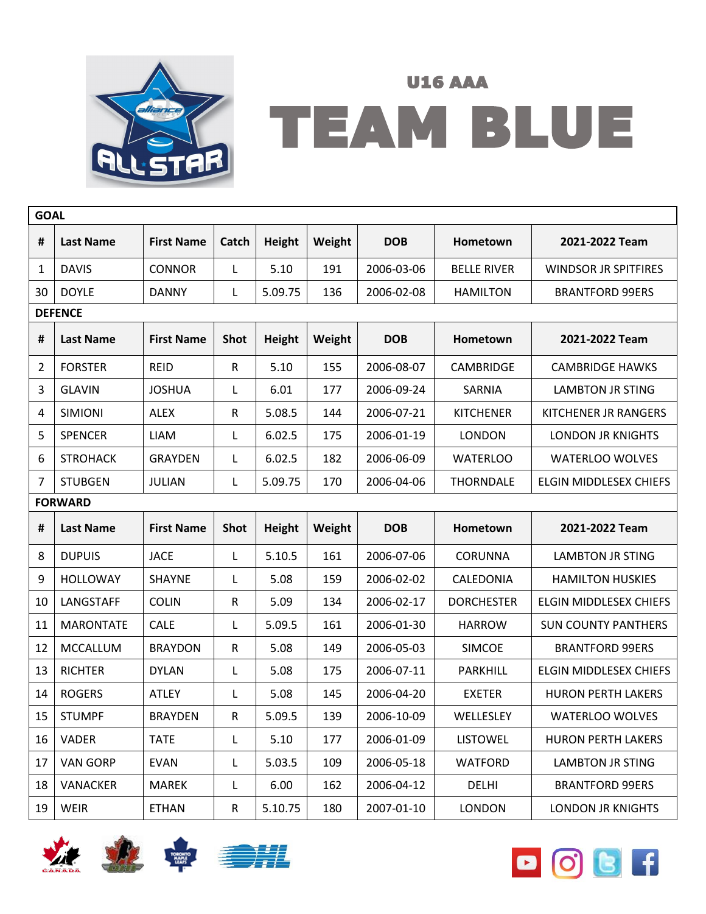U16 AAA

# TEAM BLUE

| GOAL | | | | | | | | |
|---|---|---|---|---|---|---|---|---|
| # | Last Name | First Name | Catch | Height | Weight | DOB | Hometown | 2021-2022 Team |
| 1 | DAVIS | CONNOR | L | 5.10 | 191 | 2006-03-06 | BELLE RIVER | WINDSOR JR SPITFIRES |
| 30 | DOYLE | DANNY | L | 5.09.75 | 136 | 2006-02-08 | HAMILTON | BRANTFORD 99ERS |
| **DEFENCE** | | | | | | | | |
| # | Last Name | First Name | Shot | Height | Weight | DOB | Hometown | 2021-2022 Team |
| 2 | FORSTER | REID | R | 5.10 | 155 | 2006-08-07 | CAMBRIDGE | CAMBRIDGE HAWKS |
| 3 | GLAVIN | JOSHUA | L | 6.01 | 177 | 2006-09-24 | SARNIA | LAMBTON JR STING |
| 4 | SIMIONI | ALEX | R | 5.08.5 | 144 | 2006-07-21 | KITCHENER | KITCHENER JR RANGERS |
| 5 | SPENCER | LIAM | L | 6.02.5 | 175 | 2006-01-19 | LONDON | LONDON JR KNIGHTS |
| 6 | STROHACK | GRAYDEN | L | 6.02.5 | 182 | 2006-06-09 | WATERLOO | WATERLOO WOLVES |
| 7 | STUBGEN | JULIAN | L | 5.09.75 | 170 | 2006-04-06 | THORNDALE | ELGIN MIDDLESEX CHIEFS |
| **FORWARD** | | | | | | | | |
| # | Last Name | First Name | Shot | Height | Weight | DOB | Hometown | 2021-2022 Team |
| 8 | DUPUIS | JACE | L | 5.10.5 | 161 | 2006-07-06 | CORUNNA | LAMBTON JR STING |
| 9 | HOLLOWAY | SHAYNE | L | 5.08 | 159 | 2006-02-02 | CALEDONIA | HAMILTON HUSKIES |
| 10 | LANGSTAFF | COLIN | R | 5.09 | 134 | 2006-02-17 | DORCHESTER | ELGIN MIDDLESEX CHIEFS |
| 11 | MARONTATE | CALE | L | 5.09.5 | 161 | 2006-01-30 | HARROW | SUN COUNTY PANTHERS |
| 12 | MCCALLUM | BRAYDON | R | 5.08 | 149 | 2006-05-03 | SIMCOE | BRANTFORD 99ERS |
| 13 | RICHTER | DYLAN | L | 5.08 | 175 | 2006-07-11 | PARKHILL | ELGIN MIDDLESEX CHIEFS |
| 14 | ROGERS | ATLEY | L | 5.08 | 145 | 2006-04-20 | EXETER | HURON PERTH LAKERS |
| 15 | STUMPF | BRAYDEN | R | 5.09.5 | 139 | 2006-10-09 | WELLESLEY | WATERLOO WOLVES |
| 16 | VADER | TATE | L | 5.10 | 177 | 2006-01-09 | LISTOWEL | HURON PERTH LAKERS |
| 17 | VAN GORP | EVAN | L | 5.03.5 | 109 | 2006-05-18 | WATFORD | LAMBTON JR STING |
| 18 | VANACKER | MAREK | L | 6.00 | 162 | 2006-04-12 | DELHI | BRANTFORD 99ERS |
| 19 | WEIR | ETHAN | R | 5.10.75 | 180 | 2007-01-10 | LONDON | LONDON JR KNIGHTS |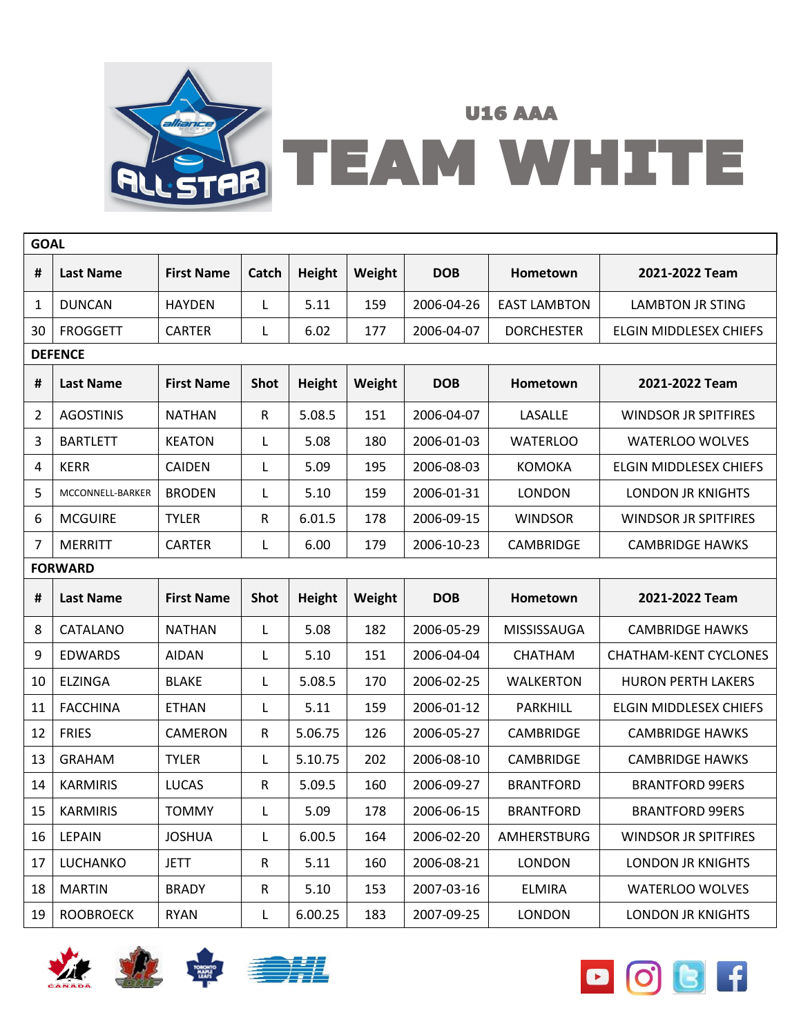# U16 AAA TEAM WHITE

| GOAL | | | | | | | | |
|---|---|---|---|---|---|---|---|---|
| # | Last Name | First Name | Catch | Height | Weight | DOB | Hometown | 2021-2022 Team |
| 1 | DUNCAN | HAYDEN | L | 5.11 | 159 | 2006-04-26 | EAST LAMBTON | LAMBTON JR STING |
| 30 | FROGGETT | CARTER | L | 6.02 | 177 | 2006-04-07 | DORCHESTER | ELGIN MIDDLESEX CHIEFS |
| **DEFENCE** | | | | | | | | |
| # | Last Name | First Name | Shot | Height | Weight | DOB | Hometown | 2021-2022 Team |
| 2 | AGOSTINIS | NATHAN | R | 5.08.5 | 151 | 2006-04-07 | LASALLE | WINDSOR JR SPITFIRES |
| 3 | BARTLETT | KEATON | L | 5.08 | 180 | 2006-01-03 | WATERLOO | WATERLOO WOLVES |
| 4 | KERR | CAIDEN | L | 5.09 | 195 | 2006-08-03 | KOMOKA | ELGIN MIDDLESEX CHIEFS |
| 5 | MCCONNELL-BARKER | BRODEN | L | 5.10 | 159 | 2006-01-31 | LONDON | LONDON JR KNIGHTS |
| 6 | MCGUIRE | TYLER | R | 6.01.5 | 178 | 2006-09-15 | WINDSOR | WINDSOR JR SPITFIRES |
| 7 | MERRITT | CARTER | L | 6.00 | 179 | 2006-10-23 | CAMBRIDGE | CAMBRIDGE HAWKS |
| **FORWARD** | | | | | | | | |
| # | Last Name | First Name | Shot | Height | Weight | DOB | Hometown | 2021-2022 Team |
| 8 | CATALANO | NATHAN | L | 5.08 | 182 | 2006-05-29 | MISSISSAUGA | CAMBRIDGE HAWKS |
| 9 | EDWARDS | AIDAN | L | 5.10 | 151 | 2006-04-04 | CHATHAM | CHATHAM-KENT CYCLONES |
| 10 | ELZINGA | BLAKE | L | 5.08.5 | 170 | 2006-02-25 | WALKERTON | HURON PERTH LAKERS |
| 11 | FACCHINA | ETHAN | L | 5.11 | 159 | 2006-01-12 | PARKHILL | ELGIN MIDDLESEX CHIEFS |
| 12 | FRIES | CAMERON | R | 5.06.75 | 126 | 2006-05-27 | CAMBRIDGE | CAMBRIDGE HAWKS |
| 13 | GRAHAM | TYLER | L | 5.10.75 | 202 | 2006-08-10 | CAMBRIDGE | CAMBRIDGE HAWKS |
| 14 | KARMIRIS | LUCAS | R | 5.09.5 | 160 | 2006-09-27 | BRANTFORD | BRANTFORD 99ERS |
| 15 | KARMIRIS | TOMMY | L | 5.09 | 178 | 2006-06-15 | BRANTFORD | BRANTFORD 99ERS |
| 16 | LEPAIN | JOSHUA | L | 6.00.5 | 164 | 2006-02-20 | AMHERSTBURG | WINDSOR JR SPITFIRES |
| 17 | LUCHANKO | JETT | R | 5.11 | 160 | 2006-08-21 | LONDON | LONDON JR KNIGHTS |
| 18 | MARTIN | BRADY | R | 5.10 | 153 | 2007-03-16 | ELMIRA | WATERLOO WOLVES |
| 19 | ROOBROECK | RYAN | L | 6.00.25 | 183 | 2007-09-25 | LONDON | LONDON JR KNIGHTS |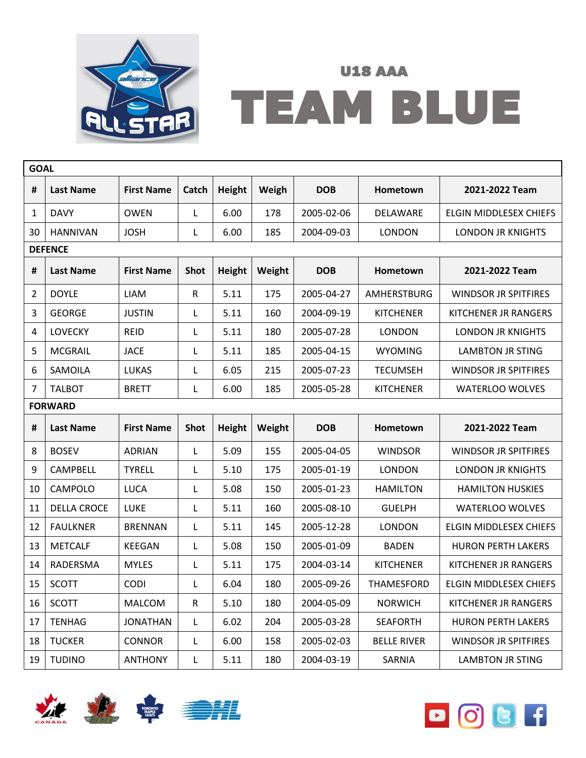# U18 AAA

# TEAM BLUE

| GOAL | | | | | | | | |
|---|---|---|---|---|---|---|---|---|
| **#** | **Last Name** | **First Name** | **Catch** | **Height** | **Weigh** | **DOB** | **Hometown** | **2021-2022 Team** |
| 1 | DAVY | OWEN | L | 6.00 | 178 | 2005-02-06 | DELAWARE | ELGIN MIDDLESEX CHIEFS |
| 30 | HANNIVAN | JOSH | L | 6.00 | 185 | 2004-09-03 | LONDON | LONDON JR KNIGHTS |
| **DEFENCE** | | | | | | | | |
| **#** | **Last Name** | **First Name** | **Shot** | **Height** | **Weight** | **DOB** | **Hometown** | **2021-2022 Team** |
| 2 | DOYLE | LIAM | R | 5.11 | 175 | 2005-04-27 | AMHERSTBURG | WINDSOR JR SPITFIRES |
| 3 | GEORGE | JUSTIN | L | 5.11 | 160 | 2004-09-19 | KITCHENER | KITCHENER JR RANGERS |
| 4 | LOVECKY | REID | L | 5.11 | 180 | 2005-07-28 | LONDON | LONDON JR KNIGHTS |
| 5 | MCGRAIL | JACE | L | 5.11 | 185 | 2005-04-15 | WYOMING | LAMBTON JR STING |
| 6 | SAMOILA | LUKAS | L | 6.05 | 215 | 2005-07-23 | TECUMSEH | WINDSOR JR SPITFIRES |
| 7 | TALBOT | BRETT | L | 6.00 | 185 | 2005-05-28 | KITCHENER | WATERLOO WOLVES |
| **FORWARD** | | | | | | | | |
| **#** | **Last Name** | **First Name** | **Shot** | **Height** | **Weight** | **DOB** | **Hometown** | **2021-2022 Team** |
| 8 | BOSEV | ADRIAN | L | 5.09 | 155 | 2005-04-05 | WINDSOR | WINDSOR JR SPITFIRES |
| 9 | CAMPBELL | TYRELL | L | 5.10 | 175 | 2005-01-19 | LONDON | LONDON JR KNIGHTS |
| 10 | CAMPOLO | LUCA | L | 5.08 | 150 | 2005-01-23 | HAMILTON | HAMILTON HUSKIES |
| 11 | DELLA CROCE | LUKE | L | 5.11 | 160 | 2005-08-10 | GUELPH | WATERLOO WOLVES |
| 12 | FAULKNER | BRENNAN | L | 5.11 | 145 | 2005-12-28 | LONDON | ELGIN MIDDLESEX CHIEFS |
| 13 | METCALF | KEEGAN | L | 5.08 | 150 | 2005-01-09 | BADEN | HURON PERTH LAKERS |
| 14 | RADERSMA | MYLES | L | 5.11 | 175 | 2004-03-14 | KITCHENER | KITCHENER JR RANGERS |
| 15 | SCOTT | CODI | L | 6.04 | 180 | 2005-09-26 | THAMESFORD | ELGIN MIDDLESEX CHIEFS |
| 16 | SCOTT | MALCOM | R | 5.10 | 180 | 2004-05-09 | NORWICH | KITCHENER JR RANGERS |
| 17 | TENHAG | JONATHAN | L | 6.02 | 204 | 2005-03-28 | SEAFORTH | HURON PERTH LAKERS |
| 18 | TUCKER | CONNOR | L | 6.00 | 158 | 2005-02-03 | BELLE RIVER | WINDSOR JR SPITFIRES |
| 19 | TUDINO | ANTHONY | L | 5.11 | 180 | 2004-03-19 | SARNIA | LAMBTON JR STING |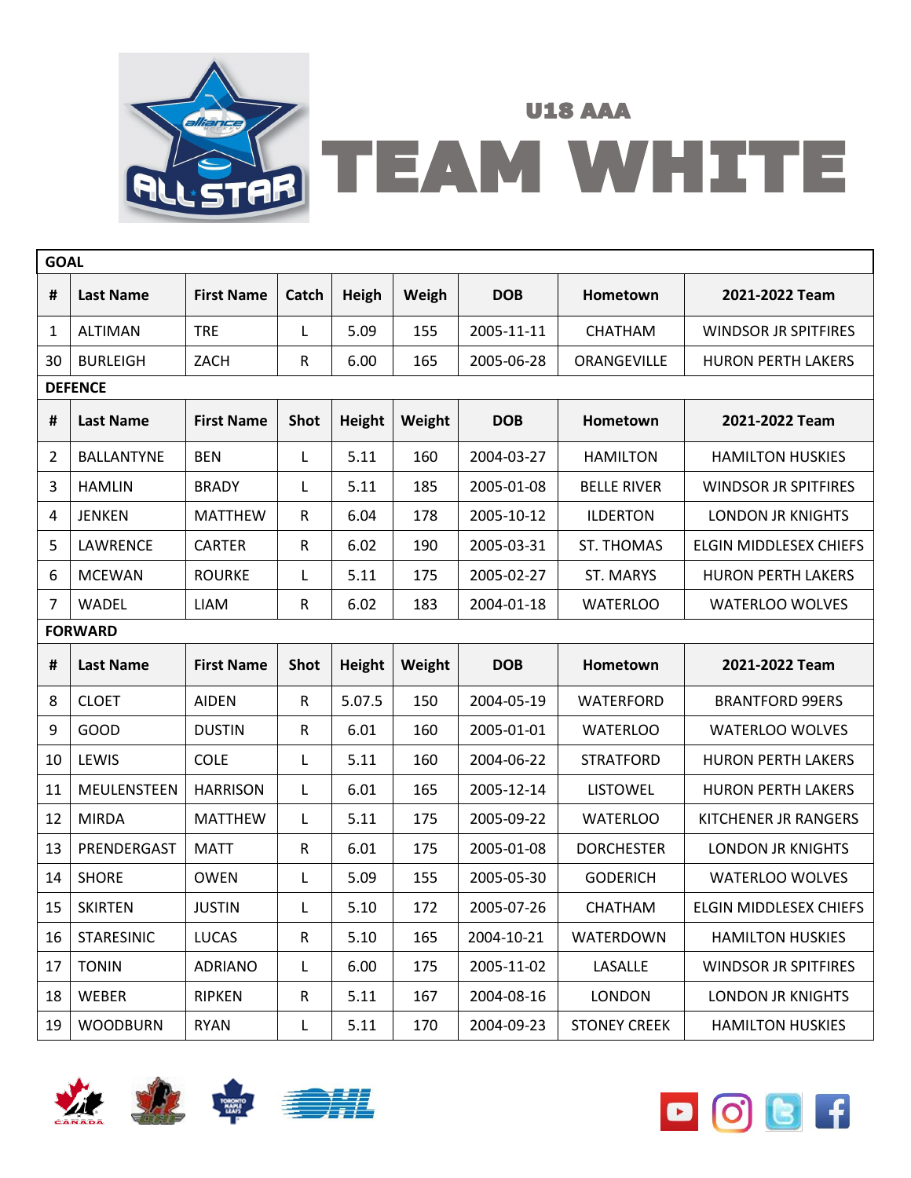## U18 AAA

# TEAM WHITE

| GOAL | | | | | | | | |
|---|---|---|---|---|---|---|---|---|
| **#** | **Last Name** | **First Name** | **Catch** | **Heigh** | **Weigh** | **DOB** | **Hometown** | **2021-2022 Team** |
| 1 | ALTIMAN | TRE | L | 5.09 | 155 | 2005-11-11 | CHATHAM | WINDSOR JR SPITFIRES |
| 30 | BURLEIGH | ZACH | R | 6.00 | 165 | 2005-06-28 | ORANGEVILLE | HURON PERTH LAKERS |
| **DEFENCE** | | | | | | | | |
| **#** | **Last Name** | **First Name** | **Shot** | **Height** | **Weight** | **DOB** | **Hometown** | **2021-2022 Team** |
| 2 | BALLANTYNE | BEN | L | 5.11 | 160 | 2004-03-27 | HAMILTON | HAMILTON HUSKIES |
| 3 | HAMLIN | BRADY | L | 5.11 | 185 | 2005-01-08 | BELLE RIVER | WINDSOR JR SPITFIRES |
| 4 | JENKEN | MATTHEW | R | 6.04 | 178 | 2005-10-12 | ILDERTON | LONDON JR KNIGHTS |
| 5 | LAWRENCE | CARTER | R | 6.02 | 190 | 2005-03-31 | ST. THOMAS | ELGIN MIDDLESEX CHIEFS |
| 6 | MCEWAN | ROURKE | L | 5.11 | 175 | 2005-02-27 | ST. MARYS | HURON PERTH LAKERS |
| 7 | WADEL | LIAM | R | 6.02 | 183 | 2004-01-18 | WATERLOO | WATERLOO WOLVES |
| **FORWARD** | | | | | | | | |
| **#** | **Last Name** | **First Name** | **Shot** | **Height** | **Weight** | **DOB** | **Hometown** | **2021-2022 Team** |
| 8 | CLOET | AIDEN | R | 5.07.5 | 150 | 2004-05-19 | WATERFORD | BRANTFORD 99ERS |
| 9 | GOOD | DUSTIN | R | 6.01 | 160 | 2005-01-01 | WATERLOO | WATERLOO WOLVES |
| 10 | LEWIS | COLE | L | 5.11 | 160 | 2004-06-22 | STRATFORD | HURON PERTH LAKERS |
| 11 | MEULENSTEEN | HARRISON | L | 6.01 | 165 | 2005-12-14 | LISTOWEL | HURON PERTH LAKERS |
| 12 | MIRDA | MATTHEW | L | 5.11 | 175 | 2005-09-22 | WATERLOO | KITCHENER JR RANGERS |
| 13 | PRENDERGAST | MATT | R | 6.01 | 175 | 2005-01-08 | DORCHESTER | LONDON JR KNIGHTS |
| 14 | SHORE | OWEN | L | 5.09 | 155 | 2005-05-30 | GODERICH | WATERLOO WOLVES |
| 15 | SKIRTEN | JUSTIN | L | 5.10 | 172 | 2005-07-26 | CHATHAM | ELGIN MIDDLESEX CHIEFS |
| 16 | STARESINIC | LUCAS | R | 5.10 | 165 | 2004-10-21 | WATERDOWN | HAMILTON HUSKIES |
| 17 | TONIN | ADRIANO | L | 6.00 | 175 | 2005-11-02 | LASALLE | WINDSOR JR SPITFIRES |
| 18 | WEBER | RIPKEN | R | 5.11 | 167 | 2004-08-16 | LONDON | LONDON JR KNIGHTS |
| 19 | WOODBURN | RYAN | L | 5.11 | 170 | 2004-09-23 | STONEY CREEK | HAMILTON HUSKIES |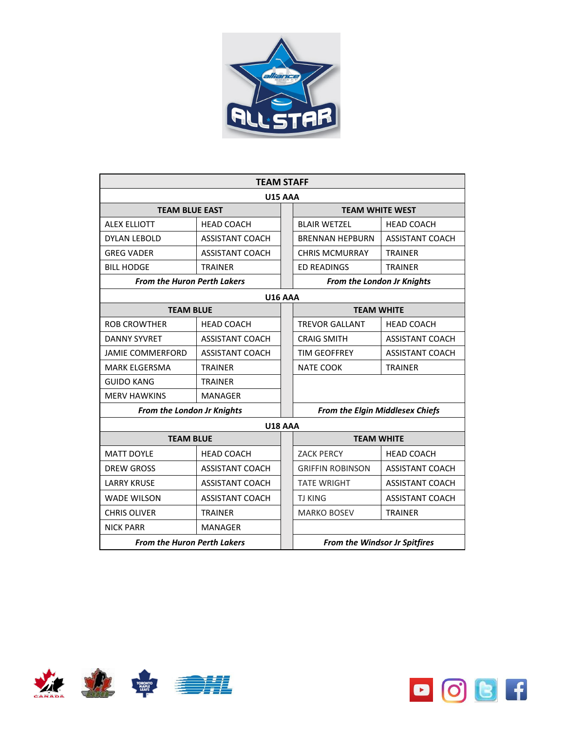| | | | | |
|---|---|---|---|---|
| **TEAM STAFF** | | | | |
| **U15 AAA** | | | | |
| **TEAM BLUE EAST** | | | **TEAM WHITE WEST** | |
| ALEX ELLIOTT | HEAD COACH | | BLAIR WETZEL | HEAD COACH |
| DYLAN LEBOLD | ASSISTANT COACH | | BRENNAN HEPBURN | ASSISTANT COACH |
| GREG VADER | ASSISTANT COACH | | CHRIS MCMURRAY | TRAINER |
| BILL HODGE | TRAINER | | ED READINGS | TRAINER |
| ***From the Huron Perth Lakers*** | | | ***From the London Jr Knights*** | |
| **U16 AAA** | | | | |
| **TEAM BLUE** | | | **TEAM WHITE** | |
| ROB CROWTHER | HEAD COACH | | TREVOR GALLANT | HEAD COACH |
| DANNY SYVRET | ASSISTANT COACH | | CRAIG SMITH | ASSISTANT COACH |
| JAMIE COMMERFORD | ASSISTANT COACH | | TIM GEOFFREY | ASSISTANT COACH |
| MARK ELGERSMA | TRAINER | | NATE COOK | TRAINER |
| GUIDO KANG | TRAINER | | | |
| MERV HAWKINS | MANAGER | | | |
| ***From the London Jr Knights*** | | | ***From the Elgin Middlesex Chiefs*** | |
| **U18 AAA** | | | | |
| **TEAM BLUE** | | | **TEAM WHITE** | |
| MATT DOYLE | HEAD COACH | | ZACK PERCY | HEAD COACH |
| DREW GROSS | ASSISTANT COACH | | GRIFFIN ROBINSON | ASSISTANT COACH |
| LARRY KRUSE | ASSISTANT COACH | | TATE WRIGHT | ASSISTANT COACH |
| WADE WILSON | ASSISTANT COACH | | TJ KING | ASSISTANT COACH |
| CHRIS OLIVER | TRAINER | | MARKO BOSEV | TRAINER |
| NICK PARR | MANAGER | | | |
| ***From the Huron Perth Lakers*** | | | ***From the Windsor Jr Spitfires*** | |